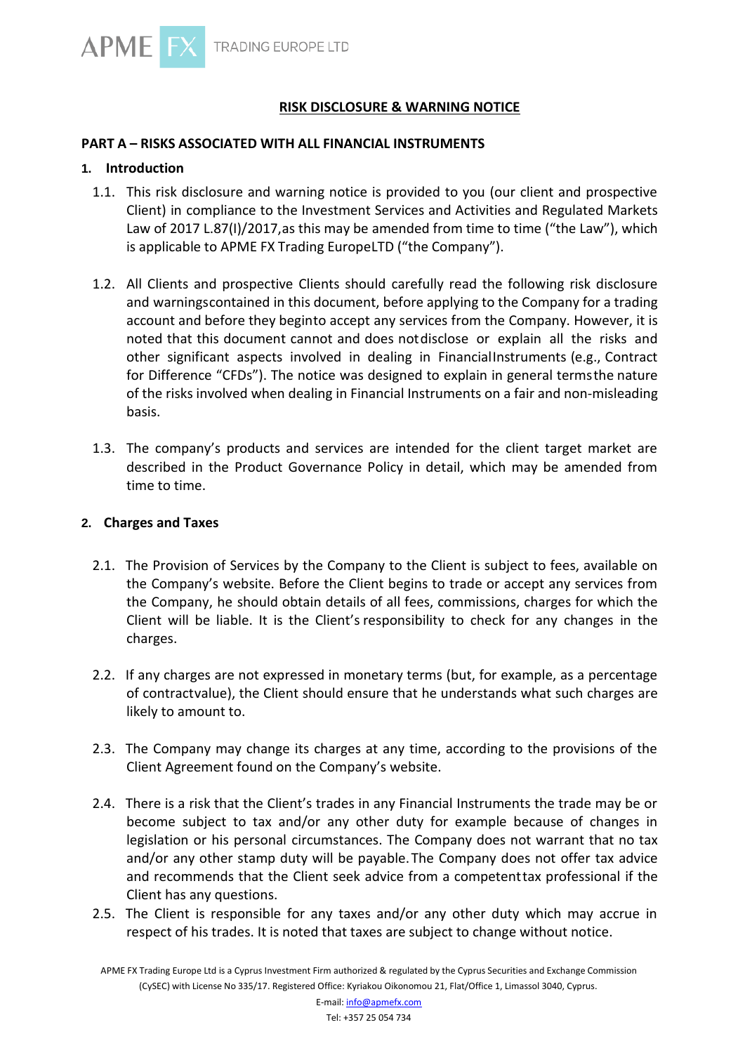# RISK DISCLOSURE & WARNING NOTICE

## PART A – RISKS ASSOCIATED WITH ALL FINANCIAL INSTRUMENTS

### 1. Introduction

1.1. This risk disclosure and warning notice is provided to you (our client and prospective Client) in compliance to the Investment Services and Activities and Regulated Markets Law of 2017 L.87(I)/2017,as this may be amended from time to time ("the Law"), which is applicable to APME FX Trading EuropeLTD ("the Company").

1.2. All Clients and prospective Clients should carefully read the following risk disclosure and warningscontained in this document, before applying to the Company for a trading account and before they beginto accept any services from the Company. However, it is noted that this document cannot and does notdisclose or explain all the risks and other significant aspects involved in dealing in FinancialInstruments (e.g., Contract for Difference "CFDs"). The notice was designed to explain in general termsthe nature of the risks involved when dealing in Financial Instruments on a fair and non-misleading basis.

1.3. The company's products and services are intended for the client target market are described in the Product Governance Policy in detail, which may be amended from time to time.

### 2. Charges and Taxes

2.1. The Provision of Services by the Company to the Client is subject to fees, available on the Company's website. Before the Client begins to trade or accept any services from the Company, he should obtain details of all fees, commissions, charges for which the Client will be liable. It is the Client's responsibility to check for any changes in the charges.

2.2. If any charges are not expressed in monetary terms (but, for example, as a percentage of contractvalue), the Client should ensure that he understands what such charges are likely to amount to.

2.3. The Company may change its charges at any time, according to the provisions of the Client Agreement found on the Company's website.

2.4. There is a risk that the Client's trades in any Financial Instruments the trade may be or become subject to tax and/or any other duty for example because of changes in legislation or his personal circumstances. The Company does not warrant that no tax and/or any other stamp duty will be payable. The Company does not offer tax advice and recommends that the Client seek advice from a competenttax professional if the Client has any questions.

2.5. The Client is responsible for any taxes and/or any other duty which may accrue in respect of his trades. It is noted that taxes are subject to change without notice.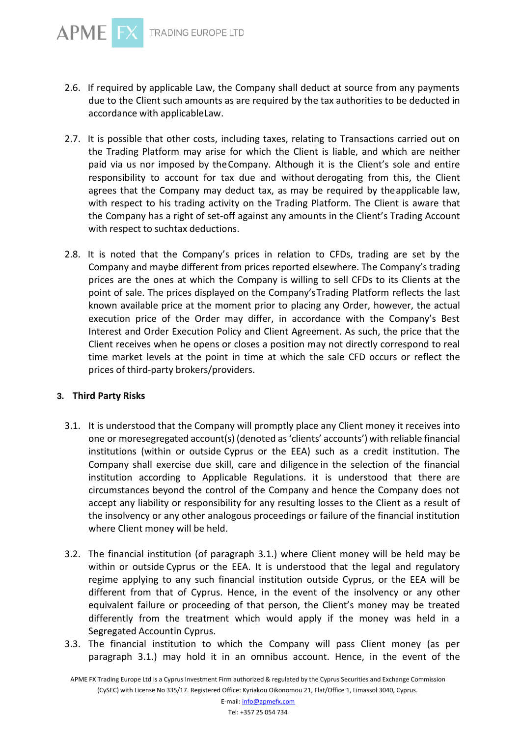2.6. If required by applicable Law, the Company shall deduct at source from any payments due to the Client such amounts as are required by the tax authorities to be deducted in accordance with applicableLaw.

2.7. It is possible that other costs, including taxes, relating to Transactions carried out on the Trading Platform may arise for which the Client is liable, and which are neither paid via us nor imposed by theCompany. Although it is the Client's sole and entire responsibility to account for tax due and without derogating from this, the Client agrees that the Company may deduct tax, as may be required by theapplicable law, with respect to his trading activity on the Trading Platform. The Client is aware that the Company has a right of set-off against any amounts in the Client's Trading Account with respect to suchtax deductions.

2.8. It is noted that the Company's prices in relation to CFDs, trading are set by the Company and maybe different from prices reported elsewhere. The Company's trading prices are the ones at which the Company is willing to sell CFDs to its Clients at the point of sale. The prices displayed on the Company'sTrading Platform reflects the last known available price at the moment prior to placing any Order, however, the actual execution price of the Order may differ, in accordance with the Company's Best Interest and Order Execution Policy and Client Agreement. As such, the price that the Client receives when he opens or closes a position may not directly correspond to real time market levels at the point in time at which the sale CFD occurs or reflect the prices of third-party brokers/providers.

### 3. Third Party Risks

3.1. It is understood that the Company will promptly place any Client money it receives into one or moresegregated account(s) (denoted as 'clients' accounts') with reliable financial institutions (within or outside Cyprus or the EEA) such as a credit institution. The Company shall exercise due skill, care and diligence in the selection of the financial institution according to Applicable Regulations. it is understood that there are circumstances beyond the control of the Company and hence the Company does not accept any liability or responsibility for any resulting losses to the Client as a result of the insolvency or any other analogous proceedings or failure of the financial institution where Client money will be held.

3.2. The financial institution (of paragraph 3.1.) where Client money will be held may be within or outside Cyprus or the EEA. It is understood that the legal and regulatory regime applying to any such financial institution outside Cyprus, or the EEA will be different from that of Cyprus. Hence, in the event of the insolvency or any other equivalent failure or proceeding of that person, the Client's money may be treated differently from the treatment which would apply if the money was held in a Segregated Accountin Cyprus.

3.3. The financial institution to which the Company will pass Client money (as per paragraph 3.1.) may hold it in an omnibus account. Hence, in the event of the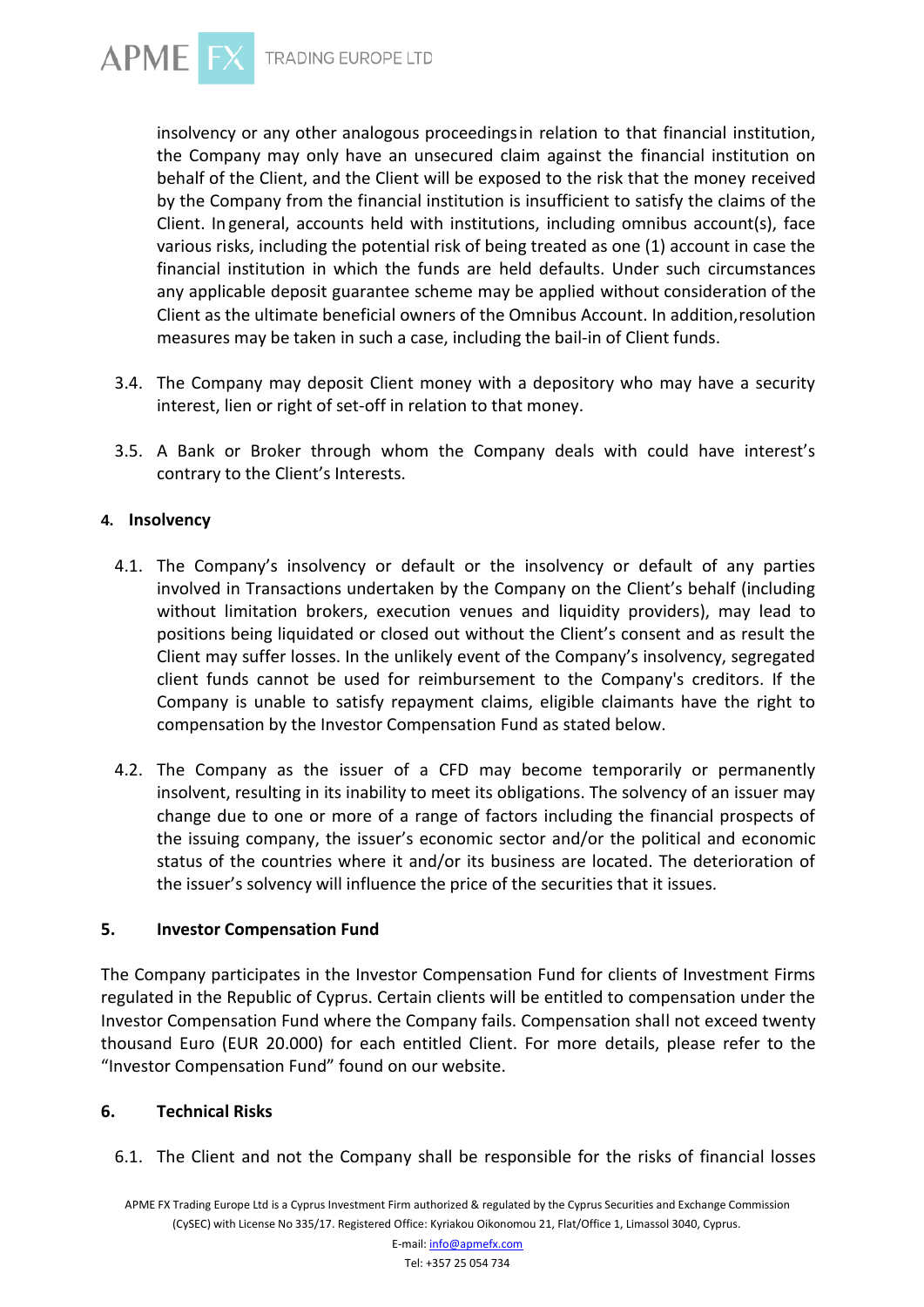insolvency or any other analogous proceedings in relation to that financial institution, the Company may only have an unsecured claim against the financial institution on behalf of the Client, and the Client will be exposed to the risk that the money received by the Company from the financial institution is insufficient to satisfy the claims of the Client. In general, accounts held with institutions, including omnibus account(s), face various risks, including the potential risk of being treated as one (1) account in case the financial institution in which the funds are held defaults. Under such circumstances any applicable deposit guarantee scheme may be applied without consideration of the Client as the ultimate beneficial owners of the Omnibus Account. In addition, resolution measures may be taken in such a case, including the bail-in of Client funds.

3.4. The Company may deposit Client money with a depository who may have a security interest, lien or right of set-off in relation to that money.

3.5. A Bank or Broker through whom the Company deals with could have interest's contrary to the Client's Interests.

## 4. Insolvency

4.1. The Company's insolvency or default or the insolvency or default of any parties involved in Transactions undertaken by the Company on the Client's behalf (including without limitation brokers, execution venues and liquidity providers), may lead to positions being liquidated or closed out without the Client's consent and as result the Client may suffer losses. In the unlikely event of the Company's insolvency, segregated client funds cannot be used for reimbursement to the Company's creditors. If the Company is unable to satisfy repayment claims, eligible claimants have the right to compensation by the Investor Compensation Fund as stated below.

4.2. The Company as the issuer of a CFD may become temporarily or permanently insolvent, resulting in its inability to meet its obligations. The solvency of an issuer may change due to one or more of a range of factors including the financial prospects of the issuing company, the issuer's economic sector and/or the political and economic status of the countries where it and/or its business are located. The deterioration of the issuer's solvency will influence the price of the securities that it issues.

## 5. Investor Compensation Fund

The Company participates in the Investor Compensation Fund for clients of Investment Firms regulated in the Republic of Cyprus. Certain clients will be entitled to compensation under the Investor Compensation Fund where the Company fails. Compensation shall not exceed twenty thousand Euro (EUR 20.000) for each entitled Client. For more details, please refer to the "Investor Compensation Fund" found on our website.

## 6. Technical Risks

6.1. The Client and not the Company shall be responsible for the risks of financial losses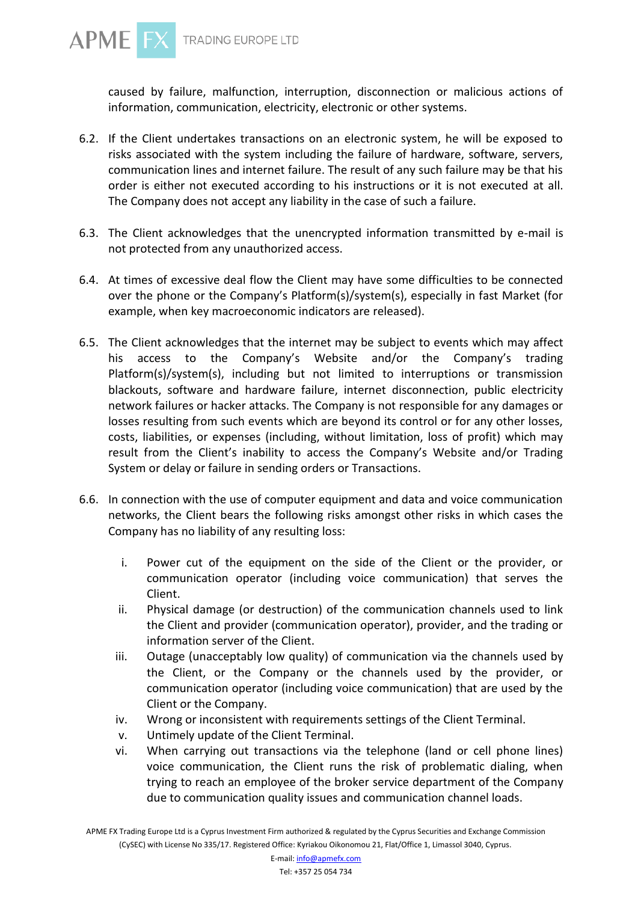caused by failure, malfunction, interruption, disconnection or malicious actions of information, communication, electricity, electronic or other systems.

6.2. If the Client undertakes transactions on an electronic system, he will be exposed to risks associated with the system including the failure of hardware, software, servers, communication lines and internet failure. The result of any such failure may be that his order is either not executed according to his instructions or it is not executed at all. The Company does not accept any liability in the case of such a failure.

6.3. The Client acknowledges that the unencrypted information transmitted by e-mail is not protected from any unauthorized access.

6.4. At times of excessive deal flow the Client may have some difficulties to be connected over the phone or the Company's Platform(s)/system(s), especially in fast Market (for example, when key macroeconomic indicators are released).

6.5. The Client acknowledges that the internet may be subject to events which may affect his access to the Company's Website and/or the Company's trading Platform(s)/system(s), including but not limited to interruptions or transmission blackouts, software and hardware failure, internet disconnection, public electricity network failures or hacker attacks. The Company is not responsible for any damages or losses resulting from such events which are beyond its control or for any other losses, costs, liabilities, or expenses (including, without limitation, loss of profit) which may result from the Client's inability to access the Company's Website and/or Trading System or delay or failure in sending orders or Transactions.

6.6. In connection with the use of computer equipment and data and voice communication networks, the Client bears the following risks amongst other risks in which cases the Company has no liability of any resulting loss:

   i. Power cut of the equipment on the side of the Client or the provider, or communication operator (including voice communication) that serves the Client.
   ii. Physical damage (or destruction) of the communication channels used to link the Client and provider (communication operator), provider, and the trading or information server of the Client.
   iii. Outage (unacceptably low quality) of communication via the channels used by the Client, or the Company or the channels used by the provider, or communication operator (including voice communication) that are used by the Client or the Company.
   iv. Wrong or inconsistent with requirements settings of the Client Terminal.
   v. Untimely update of the Client Terminal.
   vi. When carrying out transactions via the telephone (land or cell phone lines) voice communication, the Client runs the risk of problematic dialing, when trying to reach an employee of the broker service department of the Company due to communication quality issues and communication channel loads.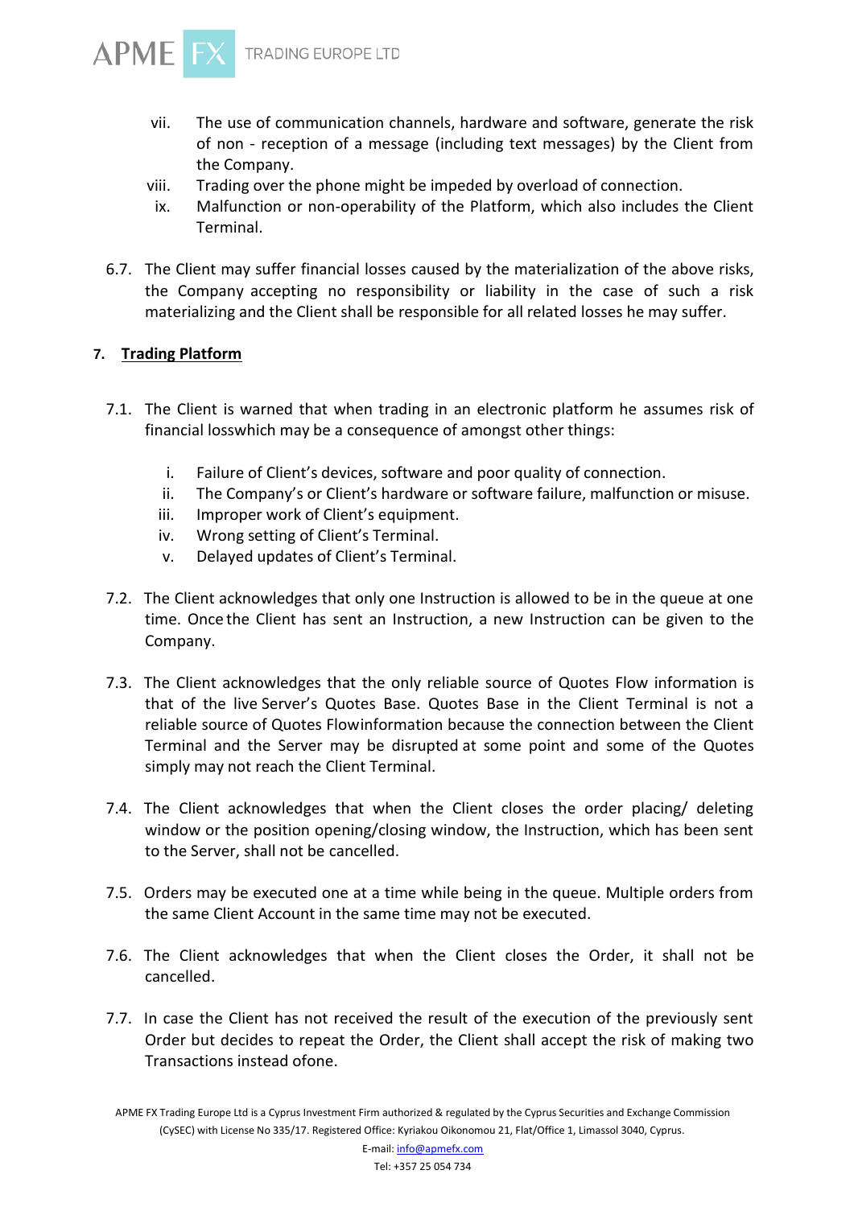vii. The use of communication channels, hardware and software, generate the risk of non - reception of a message (including text messages) by the Client from the Company.

viii. Trading over the phone might be impeded by overload of connection.

ix. Malfunction or non-operability of the Platform, which also includes the Client Terminal.

6.7. The Client may suffer financial losses caused by the materialization of the above risks, the Company accepting no responsibility or liability in the case of such a risk materializing and the Client shall be responsible for all related losses he may suffer.

## 7. Trading Platform

7.1. The Client is warned that when trading in an electronic platform he assumes risk of financial losswhich may be a consequence of amongst other things:

i. Failure of Client's devices, software and poor quality of connection.

ii. The Company's or Client's hardware or software failure, malfunction or misuse.

iii. Improper work of Client's equipment.

iv. Wrong setting of Client's Terminal.

v. Delayed updates of Client's Terminal.

7.2. The Client acknowledges that only one Instruction is allowed to be in the queue at one time. Once the Client has sent an Instruction, a new Instruction can be given to the Company.

7.3. The Client acknowledges that the only reliable source of Quotes Flow information is that of the live Server's Quotes Base. Quotes Base in the Client Terminal is not a reliable source of Quotes Flowinformation because the connection between the Client Terminal and the Server may be disrupted at some point and some of the Quotes simply may not reach the Client Terminal.

7.4. The Client acknowledges that when the Client closes the order placing/ deleting window or the position opening/closing window, the Instruction, which has been sent to the Server, shall not be cancelled.

7.5. Orders may be executed one at a time while being in the queue. Multiple orders from the same Client Account in the same time may not be executed.

7.6. The Client acknowledges that when the Client closes the Order, it shall not be cancelled.

7.7. In case the Client has not received the result of the execution of the previously sent Order but decides to repeat the Order, the Client shall accept the risk of making two Transactions instead ofone.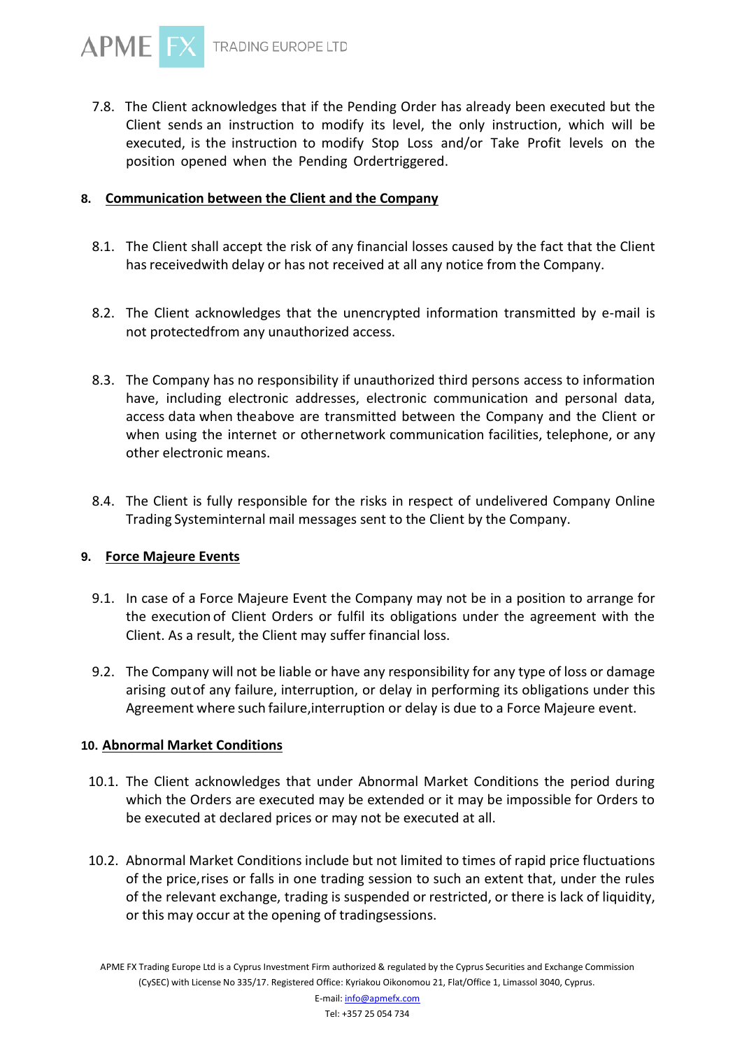7.8. The Client acknowledges that if the Pending Order has already been executed but the Client sends an instruction to modify its level, the only instruction, which will be executed, is the instruction to modify Stop Loss and/or Take Profit levels on the position opened when the Pending Ordertriggered.

## 8. Communication between the Client and the Company

8.1. The Client shall accept the risk of any financial losses caused by the fact that the Client has receivedwith delay or has not received at all any notice from the Company.

8.2. The Client acknowledges that the unencrypted information transmitted by e-mail is not protectedfrom any unauthorized access.

8.3. The Company has no responsibility if unauthorized third persons access to information have, including electronic addresses, electronic communication and personal data, access data when theabove are transmitted between the Company and the Client or when using the internet or othernetwork communication facilities, telephone, or any other electronic means.

8.4. The Client is fully responsible for the risks in respect of undelivered Company Online Trading Systeminternal mail messages sent to the Client by the Company.

## 9. Force Majeure Events

9.1. In case of a Force Majeure Event the Company may not be in a position to arrange for the execution of Client Orders or fulfil its obligations under the agreement with the Client. As a result, the Client may suffer financial loss.

9.2. The Company will not be liable or have any responsibility for any type of loss or damage arising outof any failure, interruption, or delay in performing its obligations under this Agreement where such failure,interruption or delay is due to a Force Majeure event.

## 10. Abnormal Market Conditions

10.1. The Client acknowledges that under Abnormal Market Conditions the period during which the Orders are executed may be extended or it may be impossible for Orders to be executed at declared prices or may not be executed at all.

10.2. Abnormal Market Conditions include but not limited to times of rapid price fluctuations of the price,rises or falls in one trading session to such an extent that, under the rules of the relevant exchange, trading is suspended or restricted, or there is lack of liquidity, or this may occur at the opening of tradingsessions.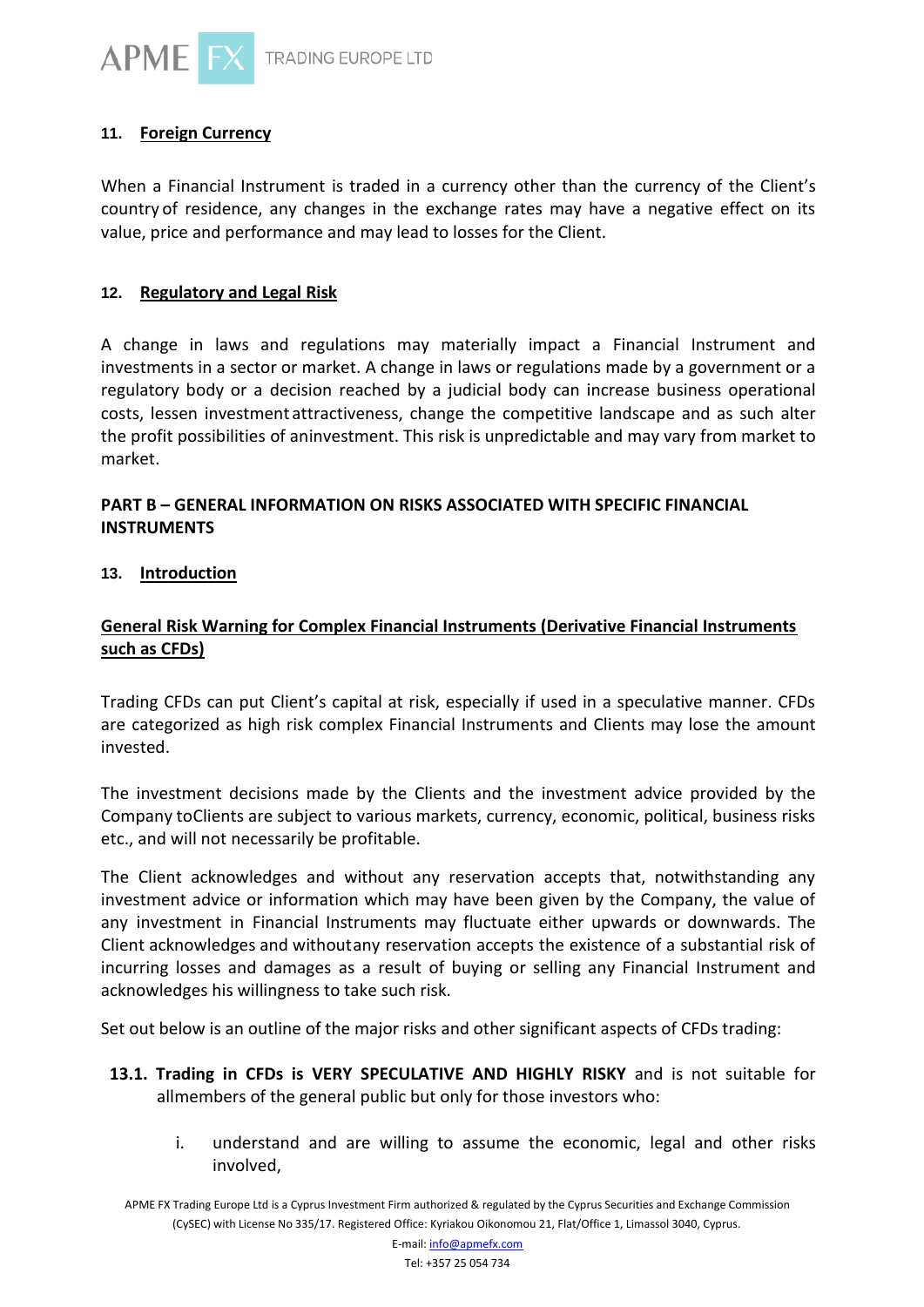### 11. Foreign Currency

When a Financial Instrument is traded in a currency other than the currency of the Client's country of residence, any changes in the exchange rates may have a negative effect on its value, price and performance and may lead to losses for the Client.

### 12. Regulatory and Legal Risk

A change in laws and regulations may materially impact a Financial Instrument and investments in a sector or market. A change in laws or regulations made by a government or a regulatory body or a decision reached by a judicial body can increase business operational costs, lessen investment attractiveness, change the competitive landscape and as such alter the profit possibilities of an investment. This risk is unpredictable and may vary from market to market.

## PART B – GENERAL INFORMATION ON RISKS ASSOCIATED WITH SPECIFIC FINANCIAL INSTRUMENTS

### 13. Introduction

**General Risk Warning for Complex Financial Instruments (Derivative Financial Instruments such as CFDs)**

Trading CFDs can put Client's capital at risk, especially if used in a speculative manner. CFDs are categorized as high risk complex Financial Instruments and Clients may lose the amount invested.

The investment decisions made by the Clients and the investment advice provided by the Company to Clients are subject to various markets, currency, economic, political, business risks etc., and will not necessarily be profitable.

The Client acknowledges and without any reservation accepts that, notwithstanding any investment advice or information which may have been given by the Company, the value of any investment in Financial Instruments may fluctuate either upwards or downwards. The Client acknowledges and without any reservation accepts the existence of a substantial risk of incurring losses and damages as a result of buying or selling any Financial Instrument and acknowledges his willingness to take such risk.

Set out below is an outline of the major risks and other significant aspects of CFDs trading:

**13.1. Trading in CFDs is VERY SPECULATIVE AND HIGHLY RISKY** and is not suitable for all members of the general public but only for those investors who:

i. understand and are willing to assume the economic, legal and other risks involved,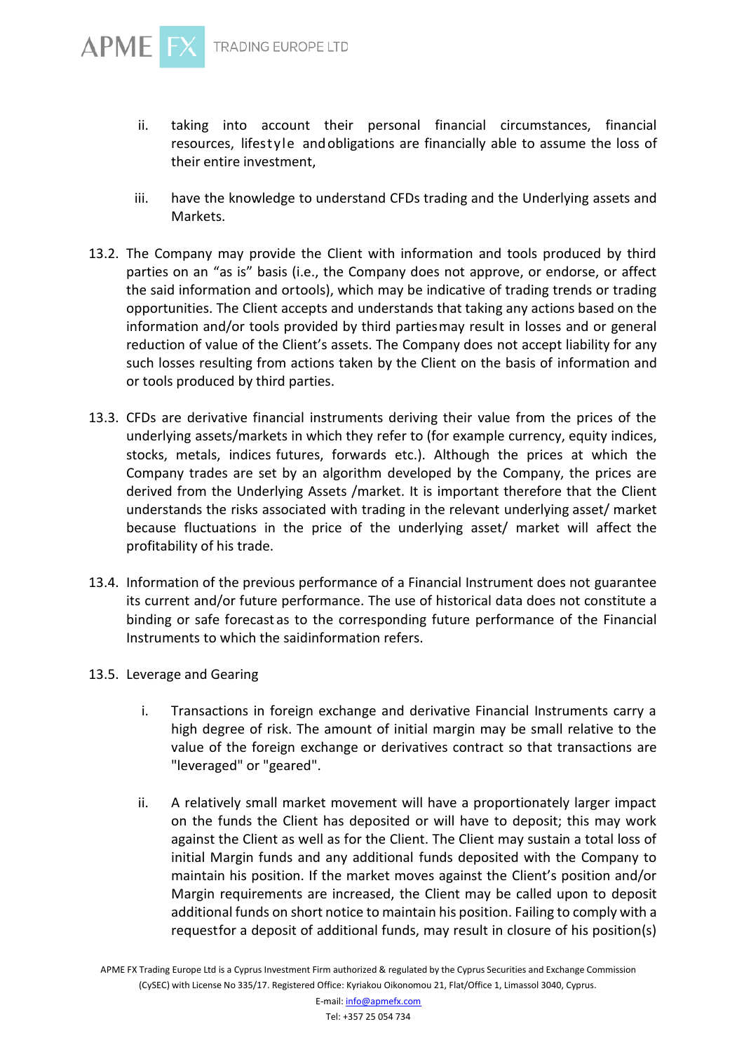ii. taking into account their personal financial circumstances, financial resources, lifestyle and obligations are financially able to assume the loss of their entire investment,

iii. have the knowledge to understand CFDs trading and the Underlying assets and Markets.

13.2. The Company may provide the Client with information and tools produced by third parties on an "as is" basis (i.e., the Company does not approve, or endorse, or affect the said information and ortools), which may be indicative of trading trends or trading opportunities. The Client accepts and understands that taking any actions based on the information and/or tools provided by third partiesmay result in losses and or general reduction of value of the Client's assets. The Company does not accept liability for any such losses resulting from actions taken by the Client on the basis of information and or tools produced by third parties.

13.3. CFDs are derivative financial instruments deriving their value from the prices of the underlying assets/markets in which they refer to (for example currency, equity indices, stocks, metals, indices futures, forwards etc.). Although the prices at which the Company trades are set by an algorithm developed by the Company, the prices are derived from the Underlying Assets /market. It is important therefore that the Client understands the risks associated with trading in the relevant underlying asset/ market because fluctuations in the price of the underlying asset/ market will affect the profitability of his trade.

13.4. Information of the previous performance of a Financial Instrument does not guarantee its current and/or future performance. The use of historical data does not constitute a binding or safe forecast as to the corresponding future performance of the Financial Instruments to which the saidinformation refers.

13.5. Leverage and Gearing

i. Transactions in foreign exchange and derivative Financial Instruments carry a high degree of risk. The amount of initial margin may be small relative to the value of the foreign exchange or derivatives contract so that transactions are "leveraged" or "geared".

ii. A relatively small market movement will have a proportionately larger impact on the funds the Client has deposited or will have to deposit; this may work against the Client as well as for the Client. The Client may sustain a total loss of initial Margin funds and any additional funds deposited with the Company to maintain his position. If the market moves against the Client's position and/or Margin requirements are increased, the Client may be called upon to deposit additional funds on short notice to maintain his position. Failing to comply with a requestfor a deposit of additional funds, may result in closure of his position(s)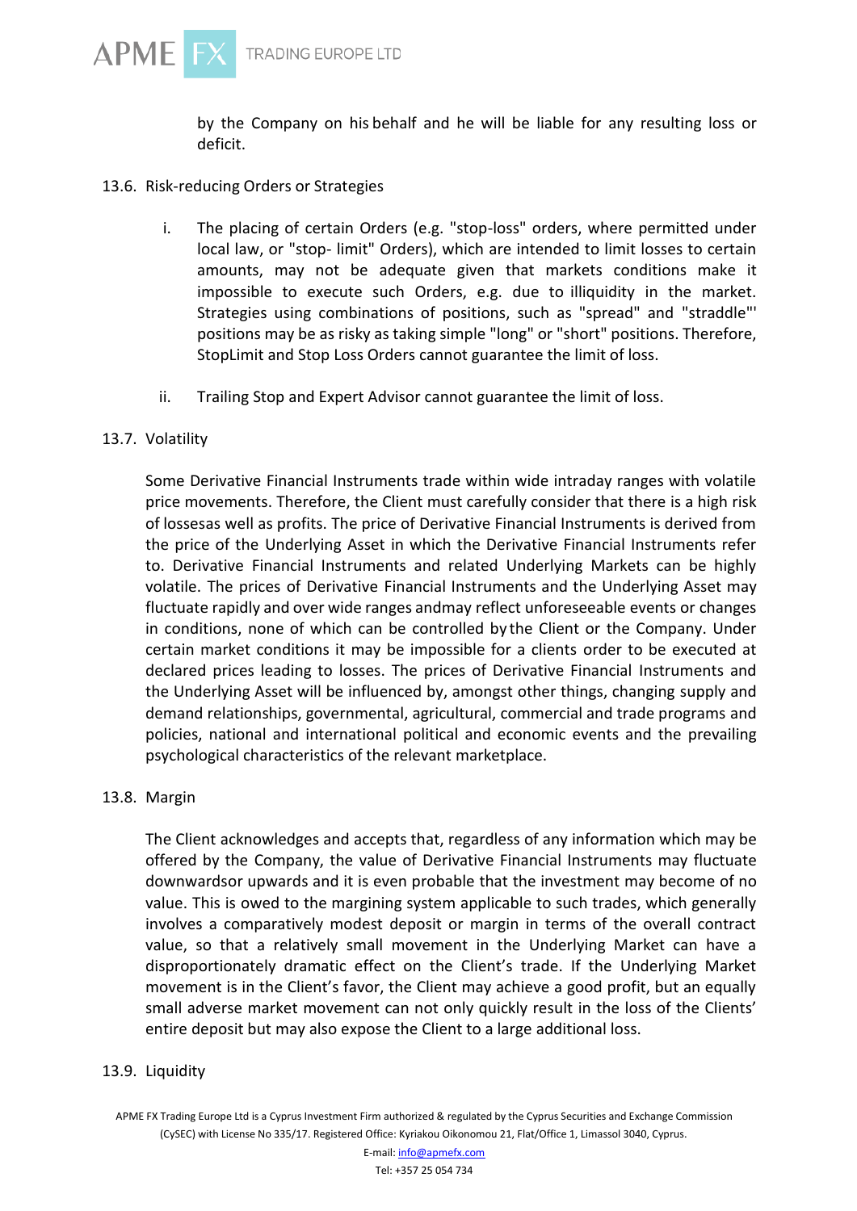by the Company on his behalf and he will be liable for any resulting loss or deficit.

13.6. Risk-reducing Orders or Strategies

i. The placing of certain Orders (e.g. "stop-loss" orders, where permitted under local law, or "stop- limit" Orders), which are intended to limit losses to certain amounts, may not be adequate given that markets conditions make it impossible to execute such Orders, e.g. due to illiquidity in the market. Strategies using combinations of positions, such as "spread" and "straddle"' positions may be as risky as taking simple "long" or "short" positions. Therefore, StopLimit and Stop Loss Orders cannot guarantee the limit of loss.

ii. Trailing Stop and Expert Advisor cannot guarantee the limit of loss.

13.7. Volatility

Some Derivative Financial Instruments trade within wide intraday ranges with volatile price movements. Therefore, the Client must carefully consider that there is a high risk of lossesas well as profits. The price of Derivative Financial Instruments is derived from the price of the Underlying Asset in which the Derivative Financial Instruments refer to. Derivative Financial Instruments and related Underlying Markets can be highly volatile. The prices of Derivative Financial Instruments and the Underlying Asset may fluctuate rapidly and over wide ranges andmay reflect unforeseeable events or changes in conditions, none of which can be controlled by the Client or the Company. Under certain market conditions it may be impossible for a clients order to be executed at declared prices leading to losses. The prices of Derivative Financial Instruments and the Underlying Asset will be influenced by, amongst other things, changing supply and demand relationships, governmental, agricultural, commercial and trade programs and policies, national and international political and economic events and the prevailing psychological characteristics of the relevant marketplace.

13.8. Margin

The Client acknowledges and accepts that, regardless of any information which may be offered by the Company, the value of Derivative Financial Instruments may fluctuate downwardsor upwards and it is even probable that the investment may become of no value. This is owed to the margining system applicable to such trades, which generally involves a comparatively modest deposit or margin in terms of the overall contract value, so that a relatively small movement in the Underlying Market can have a disproportionately dramatic effect on the Client's trade. If the Underlying Market movement is in the Client's favor, the Client may achieve a good profit, but an equally small adverse market movement can not only quickly result in the loss of the Clients' entire deposit but may also expose the Client to a large additional loss.

13.9. Liquidity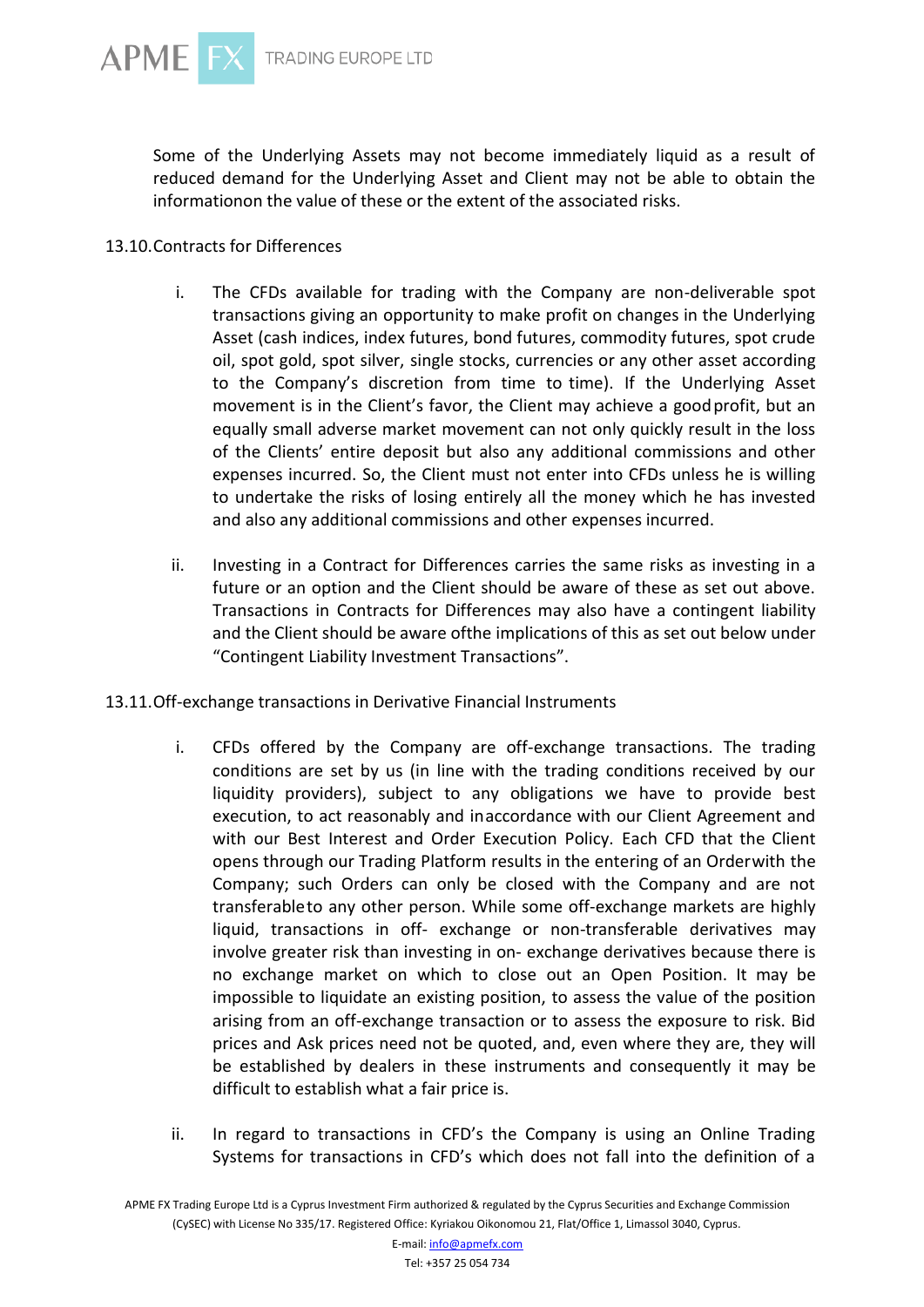Some of the Underlying Assets may not become immediately liquid as a result of reduced demand for the Underlying Asset and Client may not be able to obtain the informationon the value of these or the extent of the associated risks.

13.10. Contracts for Differences

i. The CFDs available for trading with the Company are non-deliverable spot transactions giving an opportunity to make profit on changes in the Underlying Asset (cash indices, index futures, bond futures, commodity futures, spot crude oil, spot gold, spot silver, single stocks, currencies or any other asset according to the Company's discretion from time to time). If the Underlying Asset movement is in the Client's favor, the Client may achieve a good profit, but an equally small adverse market movement can not only quickly result in the loss of the Clients' entire deposit but also any additional commissions and other expenses incurred. So, the Client must not enter into CFDs unless he is willing to undertake the risks of losing entirely all the money which he has invested and also any additional commissions and other expenses incurred.

ii. Investing in a Contract for Differences carries the same risks as investing in a future or an option and the Client should be aware of these as set out above. Transactions in Contracts for Differences may also have a contingent liability and the Client should be aware ofthe implications of this as set out below under "Contingent Liability Investment Transactions".

13.11. Off-exchange transactions in Derivative Financial Instruments

i. CFDs offered by the Company are off-exchange transactions. The trading conditions are set by us (in line with the trading conditions received by our liquidity providers), subject to any obligations we have to provide best execution, to act reasonably and inaccordance with our Client Agreement and with our Best Interest and Order Execution Policy. Each CFD that the Client opens through our Trading Platform results in the entering of an Orderwith the Company; such Orders can only be closed with the Company and are not transferableto any other person. While some off-exchange markets are highly liquid, transactions in off- exchange or non-transferable derivatives may involve greater risk than investing in on- exchange derivatives because there is no exchange market on which to close out an Open Position. It may be impossible to liquidate an existing position, to assess the value of the position arising from an off-exchange transaction or to assess the exposure to risk. Bid prices and Ask prices need not be quoted, and, even where they are, they will be established by dealers in these instruments and consequently it may be difficult to establish what a fair price is.

ii. In regard to transactions in CFD's the Company is using an Online Trading Systems for transactions in CFD's which does not fall into the definition of a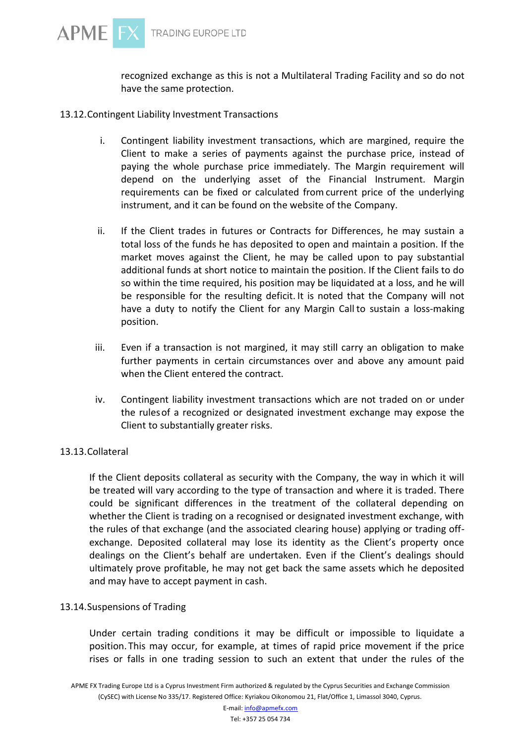recognized exchange as this is not a Multilateral Trading Facility and so do not have the same protection.

### 13.12. Contingent Liability Investment Transactions

i. Contingent liability investment transactions, which are margined, require the Client to make a series of payments against the purchase price, instead of paying the whole purchase price immediately. The Margin requirement will depend on the underlying asset of the Financial Instrument. Margin requirements can be fixed or calculated from current price of the underlying instrument, and it can be found on the website of the Company.

ii. If the Client trades in futures or Contracts for Differences, he may sustain a total loss of the funds he has deposited to open and maintain a position. If the market moves against the Client, he may be called upon to pay substantial additional funds at short notice to maintain the position. If the Client fails to do so within the time required, his position may be liquidated at a loss, and he will be responsible for the resulting deficit. It is noted that the Company will not have a duty to notify the Client for any Margin Call to sustain a loss-making position.

iii. Even if a transaction is not margined, it may still carry an obligation to make further payments in certain circumstances over and above any amount paid when the Client entered the contract.

iv. Contingent liability investment transactions which are not traded on or under the rules of a recognized or designated investment exchange may expose the Client to substantially greater risks.

### 13.13. Collateral

If the Client deposits collateral as security with the Company, the way in which it will be treated will vary according to the type of transaction and where it is traded. There could be significant differences in the treatment of the collateral depending on whether the Client is trading on a recognised or designated investment exchange, with the rules of that exchange (and the associated clearing house) applying or trading off-exchange. Deposited collateral may lose its identity as the Client's property once dealings on the Client's behalf are undertaken. Even if the Client's dealings should ultimately prove profitable, he may not get back the same assets which he deposited and may have to accept payment in cash.

### 13.14. Suspensions of Trading

Under certain trading conditions it may be difficult or impossible to liquidate a position. This may occur, for example, at times of rapid price movement if the price rises or falls in one trading session to such an extent that under the rules of the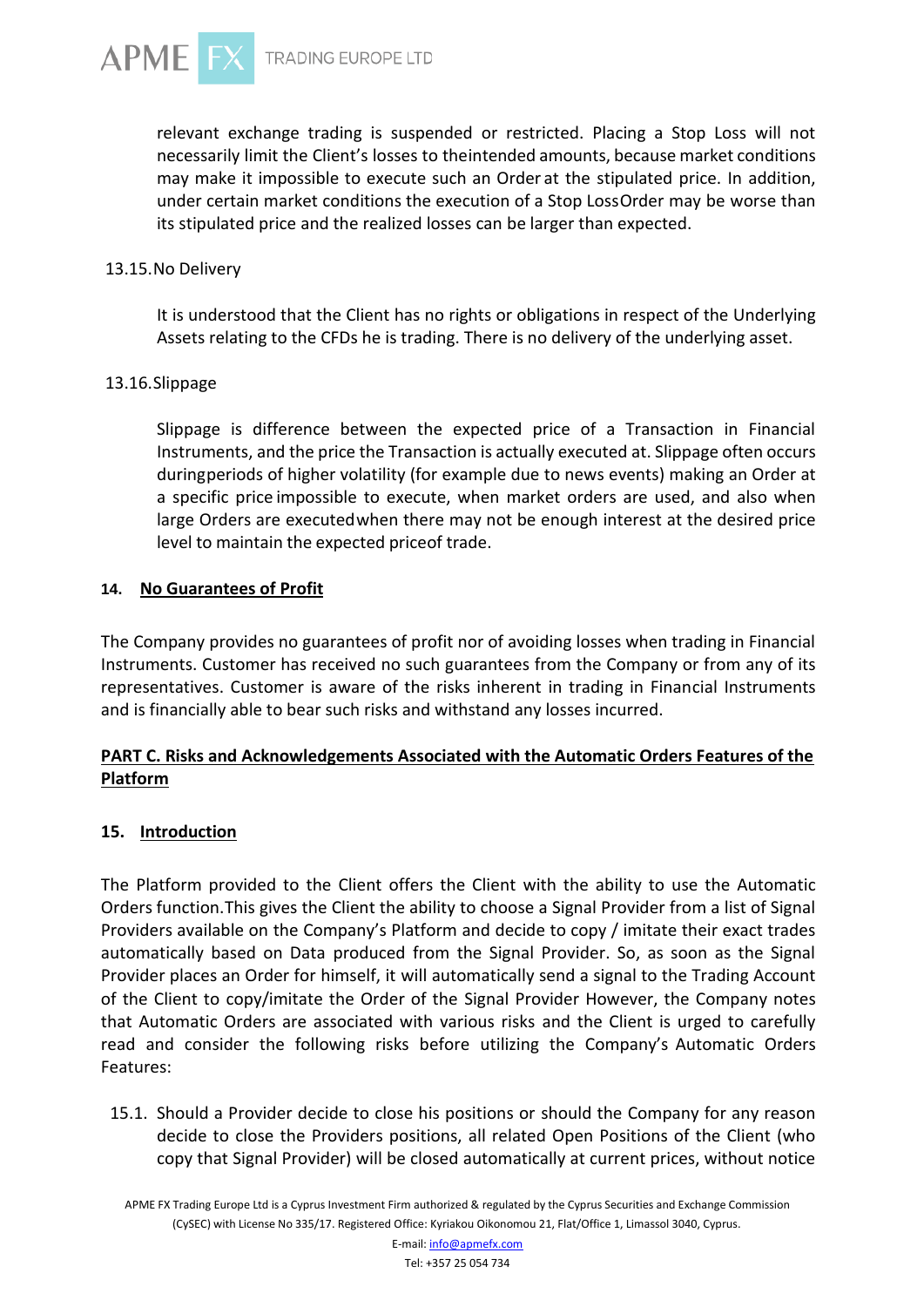relevant exchange trading is suspended or restricted. Placing a Stop Loss will not necessarily limit the Client's losses to theintended amounts, because market conditions may make it impossible to execute such an Order at the stipulated price. In addition, under certain market conditions the execution of a Stop LossOrder may be worse than its stipulated price and the realized losses can be larger than expected.

13.15.No Delivery

It is understood that the Client has no rights or obligations in respect of the Underlying Assets relating to the CFDs he is trading. There is no delivery of the underlying asset.

13.16.Slippage

Slippage is difference between the expected price of a Transaction in Financial Instruments, and the price the Transaction is actually executed at. Slippage often occurs duringperiods of higher volatility (for example due to news events) making an Order at a specific price impossible to execute, when market orders are used, and also when large Orders are executedwhen there may not be enough interest at the desired price level to maintain the expected priceof trade.

## 14. No Guarantees of Profit

The Company provides no guarantees of profit nor of avoiding losses when trading in Financial Instruments. Customer has received no such guarantees from the Company or from any of its representatives. Customer is aware of the risks inherent in trading in Financial Instruments and is financially able to bear such risks and withstand any losses incurred.

## PART C. Risks and Acknowledgements Associated with the Automatic Orders Features of the Platform

## 15. Introduction

The Platform provided to the Client offers the Client with the ability to use the Automatic Orders function.This gives the Client the ability to choose a Signal Provider from a list of Signal Providers available on the Company's Platform and decide to copy / imitate their exact trades automatically based on Data produced from the Signal Provider. So, as soon as the Signal Provider places an Order for himself, it will automatically send a signal to the Trading Account of the Client to copy/imitate the Order of the Signal Provider However, the Company notes that Automatic Orders are associated with various risks and the Client is urged to carefully read and consider the following risks before utilizing the Company's Automatic Orders Features:

15.1. Should a Provider decide to close his positions or should the Company for any reason decide to close the Providers positions, all related Open Positions of the Client (who copy that Signal Provider) will be closed automatically at current prices, without notice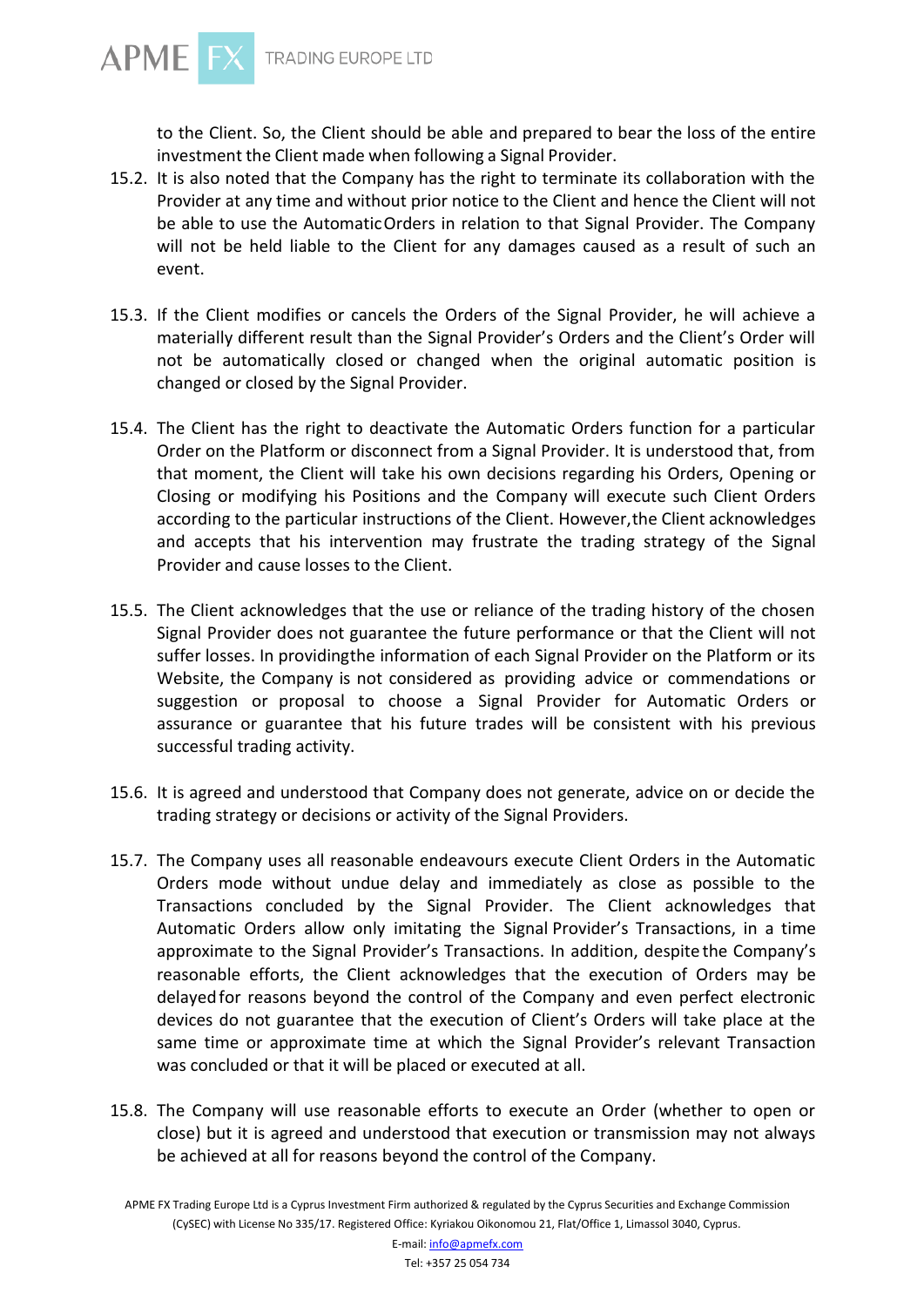to the Client. So, the Client should be able and prepared to bear the loss of the entire investment the Client made when following a Signal Provider.

15.2. It is also noted that the Company has the right to terminate its collaboration with the Provider at any time and without prior notice to the Client and hence the Client will not be able to use the Automatic Orders in relation to that Signal Provider. The Company will not be held liable to the Client for any damages caused as a result of such an event.

15.3. If the Client modifies or cancels the Orders of the Signal Provider, he will achieve a materially different result than the Signal Provider's Orders and the Client's Order will not be automatically closed or changed when the original automatic position is changed or closed by the Signal Provider.

15.4. The Client has the right to deactivate the Automatic Orders function for a particular Order on the Platform or disconnect from a Signal Provider. It is understood that, from that moment, the Client will take his own decisions regarding his Orders, Opening or Closing or modifying his Positions and the Company will execute such Client Orders according to the particular instructions of the Client. However, the Client acknowledges and accepts that his intervention may frustrate the trading strategy of the Signal Provider and cause losses to the Client.

15.5. The Client acknowledges that the use or reliance of the trading history of the chosen Signal Provider does not guarantee the future performance or that the Client will not suffer losses. In providing the information of each Signal Provider on the Platform or its Website, the Company is not considered as providing advice or commendations or suggestion or proposal to choose a Signal Provider for Automatic Orders or assurance or guarantee that his future trades will be consistent with his previous successful trading activity.

15.6. It is agreed and understood that Company does not generate, advice on or decide the trading strategy or decisions or activity of the Signal Providers.

15.7. The Company uses all reasonable endeavours execute Client Orders in the Automatic Orders mode without undue delay and immediately as close as possible to the Transactions concluded by the Signal Provider. The Client acknowledges that Automatic Orders allow only imitating the Signal Provider's Transactions, in a time approximate to the Signal Provider's Transactions. In addition, despite the Company's reasonable efforts, the Client acknowledges that the execution of Orders may be delayed for reasons beyond the control of the Company and even perfect electronic devices do not guarantee that the execution of Client's Orders will take place at the same time or approximate time at which the Signal Provider's relevant Transaction was concluded or that it will be placed or executed at all.

15.8. The Company will use reasonable efforts to execute an Order (whether to open or close) but it is agreed and understood that execution or transmission may not always be achieved at all for reasons beyond the control of the Company.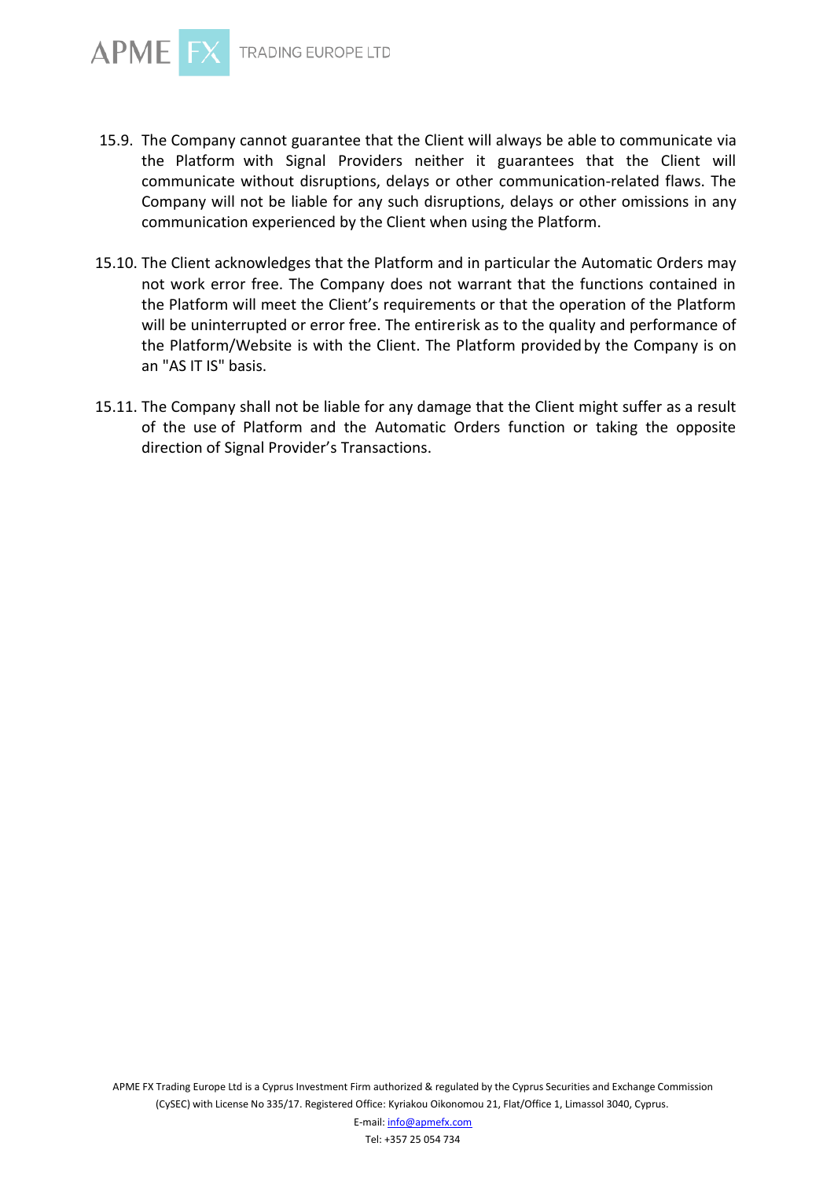15.9. The Company cannot guarantee that the Client will always be able to communicate via the Platform with Signal Providers neither it guarantees that the Client will communicate without disruptions, delays or other communication-related flaws. The Company will not be liable for any such disruptions, delays or other omissions in any communication experienced by the Client when using the Platform.

15.10. The Client acknowledges that the Platform and in particular the Automatic Orders may not work error free. The Company does not warrant that the functions contained in the Platform will meet the Client's requirements or that the operation of the Platform will be uninterrupted or error free. The entirerisk as to the quality and performance of the Platform/Website is with the Client. The Platform provided by the Company is on an "AS IT IS" basis.

15.11. The Company shall not be liable for any damage that the Client might suffer as a result of the use of Platform and the Automatic Orders function or taking the opposite direction of Signal Provider's Transactions.